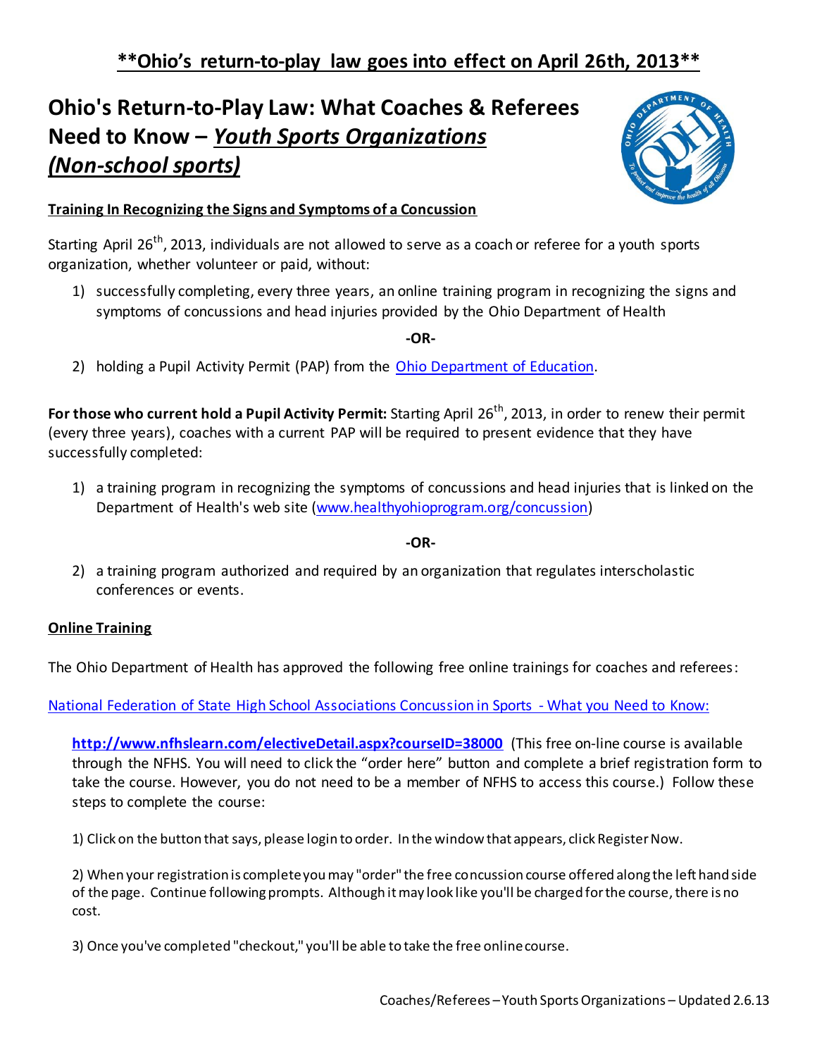**Ohio's return-to-play law goes into effect on April 26th, 2013**

# Ohio's Return-to-Play Law: What Coaches & Referees Need to Know – *Youth Sports Organizations (Non-school sports)*

**Training In Recognizing the Signs and Symptoms of a Concussion**

Starting April 26th, 2013, individuals are not allowed to serve as a coach or referee for a youth sports organization, whether volunteer or paid, without:

1) successfully completing, every three years, an online training program in recognizing the signs and symptoms of concussions and head injuries provided by the Ohio Department of Health

**-OR-**

2) holding a Pupil Activity Permit (PAP) from the Ohio Department of Education.

**For those who current hold a Pupil Activity Permit:** Starting April 26th, 2013, in order to renew their permit (every three years), coaches with a current PAP will be required to present evidence that they have successfully completed:

1) a training program in recognizing the symptoms of concussions and head injuries that is linked on the Department of Health's web site (www.healthyohioprogram.org/concussion)

**-OR-**

2) a training program authorized and required by an organization that regulates interscholastic conferences or events.

**Online Training**

The Ohio Department of Health has approved the following free online trainings for coaches and referees:

National Federation of State High School Associations Concussion in Sports - What you Need to Know:

**http://www.nfhslearn.com/electiveDetail.aspx?courseID=38000** (This free on-line course is available through the NFHS. You will need to click the "order here" button and complete a brief registration form to take the course. However, you do not need to be a member of NFHS to access this course.) Follow these steps to complete the course:

1) Click on the button that says, please login to order. In the window that appears, click Register Now.

2) When your registration is complete you may "order" the free concussion course offered along the left hand side of the page. Continue following prompts. Although it may look like you'll be charged for the course, there is no cost.

3) Once you've completed "checkout," you'll be able to take the free online course.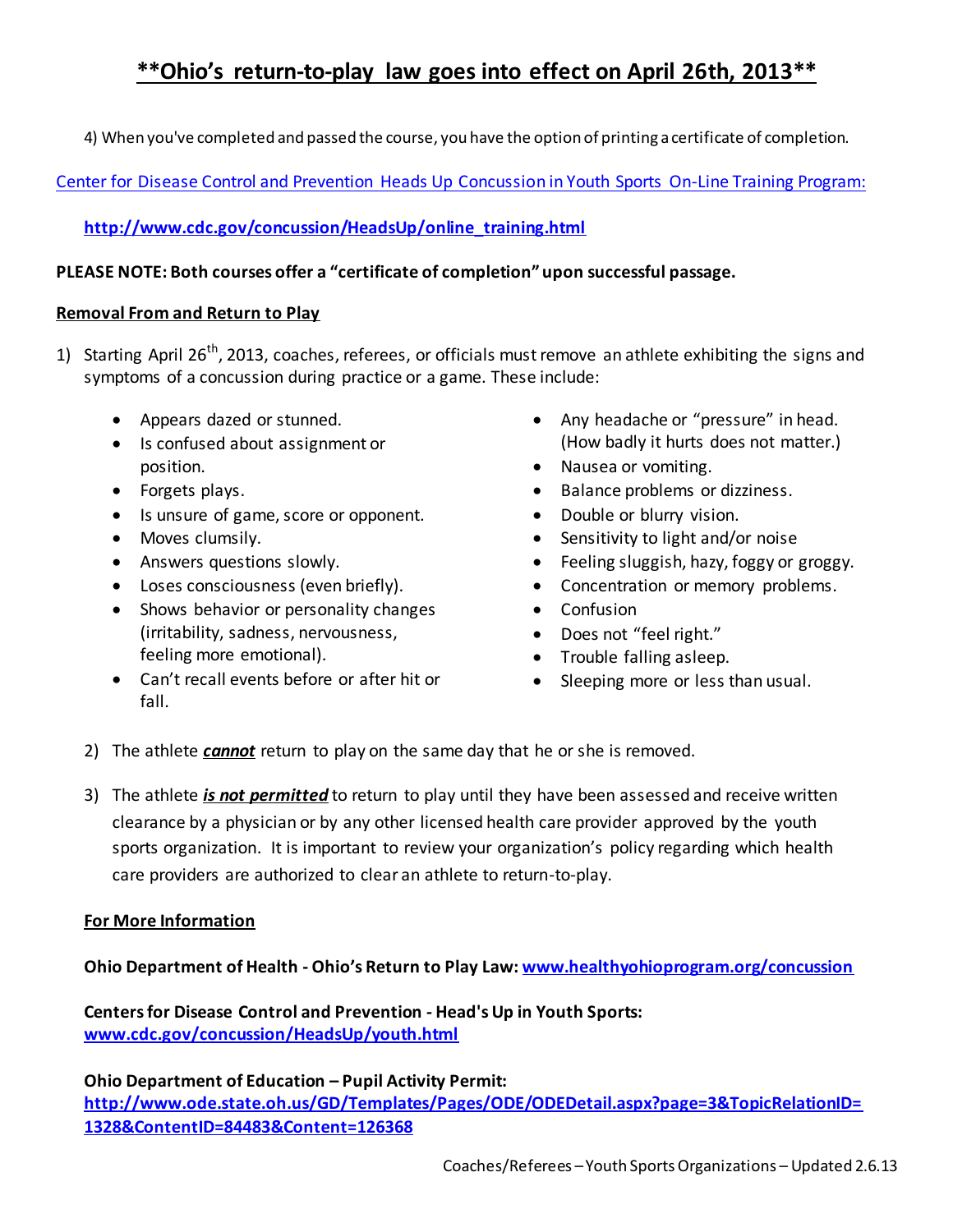# **Ohio's return-to-play law goes into effect on April 26th, 2013**

4) When you've completed and passed the course, you have the option of printing a certificate of completion.

[Center for Disease Control and Prevention Heads Up Concussion in Youth Sports On-Line Training Program:](http://www.cdc.gov/concussion/HeadsUp/online_training.html)

**http://www.cdc.gov/concussion/HeadsUp/online_training.html**

**PLEASE NOTE: Both courses offer a "certificate of completion" upon successful passage.**

**Removal From and Return to Play**

1) Starting April 26th, 2013, coaches, referees, or officials must remove an athlete exhibiting the signs and symptoms of a concussion during practice or a game. These include:

- Appears dazed or stunned.
- Is confused about assignment or position.
- Forgets plays.
- Is unsure of game, score or opponent.
- Moves clumsily.
- Answers questions slowly.
- Loses consciousness (even briefly).
- Shows behavior or personality changes (irritability, sadness, nervousness, feeling more emotional).
- Can't recall events before or after hit or fall.
- Any headache or "pressure" in head. (How badly it hurts does not matter.)
- Nausea or vomiting.
- Balance problems or dizziness.
- Double or blurry vision.
- Sensitivity to light and/or noise
- Feeling sluggish, hazy, foggy or groggy.
- Concentration or memory problems.
- Confusion
- Does not "feel right."
- Trouble falling asleep.
- Sleeping more or less than usual.

2) The athlete ***cannot*** return to play on the same day that he or she is removed.

3) The athlete ***is not permitted*** to return to play until they have been assessed and receive written clearance by a physician or by any other licensed health care provider approved by the youth sports organization. It is important to review your organization's policy regarding which health care providers are authorized to clear an athlete to return-to-play.

**For More Information**

**Ohio Department of Health - Ohio's Return to Play Law: www.healthyohioprogram.org/concussion**

**Centers for Disease Control and Prevention - Head's Up in Youth Sports:**
**www.cdc.gov/concussion/HeadsUp/youth.html**

**Ohio Department of Education – Pupil Activity Permit:**
**http://www.ode.state.oh.us/GD/Templates/Pages/ODE/ODEDetail.aspx?page=3&TopicRelationID=1328&ContentID=84483&Content=126368**

Coaches/Referees – Youth Sports Organizations – Updated 2.6.13